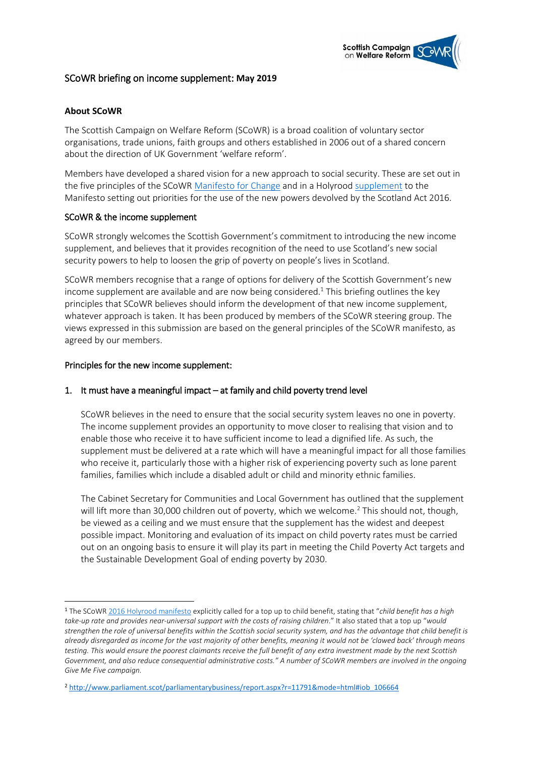## SCoWR briefing on income supplement: May 2019

**About SCoWR**

The Scottish Campaign on Welfare Reform (SCoWR) is a broad coalition of voluntary sector organisations, trade unions, faith groups and others established in 2006 out of a shared concern about the direction of UK Government 'welfare reform'.

Members have developed a shared vision for a new approach to social security. These are set out in the five principles of the SCoWR Manifesto for Change and in a Holyrood supplement to the Manifesto setting out priorities for the use of the new powers devolved by the Scotland Act 2016.

### SCoWR & the income supplement

SCoWR strongly welcomes the Scottish Government's commitment to introducing the new income supplement, and believes that it provides recognition of the need to use Scotland's new social security powers to help to loosen the grip of poverty on people's lives in Scotland.

SCoWR members recognise that a range of options for delivery of the Scottish Government's new income supplement are available and are now being considered.[1] This briefing outlines the key principles that SCoWR believes should inform the development of that new income supplement, whatever approach is taken. It has been produced by members of the SCoWR steering group. The views expressed in this submission are based on the general principles of the SCoWR manifesto, as agreed by our members.

### Principles for the new income supplement:

1. It must have a meaningful impact – at family and child poverty trend level

   SCoWR believes in the need to ensure that the social security system leaves no one in poverty. The income supplement provides an opportunity to move closer to realising that vision and to enable those who receive it to have sufficient income to lead a dignified life. As such, the supplement must be delivered at a rate which will have a meaningful impact for all those families who receive it, particularly those with a higher risk of experiencing poverty such as lone parent families, families which include a disabled adult or child and minority ethnic families.

   The Cabinet Secretary for Communities and Local Government has outlined that the supplement will lift more than 30,000 children out of poverty, which we welcome.[2] This should not, though, be viewed as a ceiling and we must ensure that the supplement has the widest and deepest possible impact. Monitoring and evaluation of its impact on child poverty rates must be carried out on an ongoing basis to ensure it will play its part in meeting the Child Poverty Act targets and the Sustainable Development Goal of ending poverty by 2030.

---

[1] The SCoWR 2016 Holyrood manifesto explicitly called for a top up to child benefit, stating that "*child benefit has a high take-up rate and provides near-universal support with the costs of raising children*." It also stated that a top up "*would strengthen the role of universal benefits within the Scottish social security system, and has the advantage that child benefit is already disregarded as income for the vast majority of other benefits, meaning it would not be 'clawed back' through means testing. This would ensure the poorest claimants receive the full benefit of any extra investment made by the next Scottish Government, and also reduce consequential administrative costs." A number of SCoWR members are involved in the ongoing Give Me Five campaign.*

[2] http://www.parliament.scot/parliamentarybusiness/report.aspx?r=11791&mode=html#iob_106664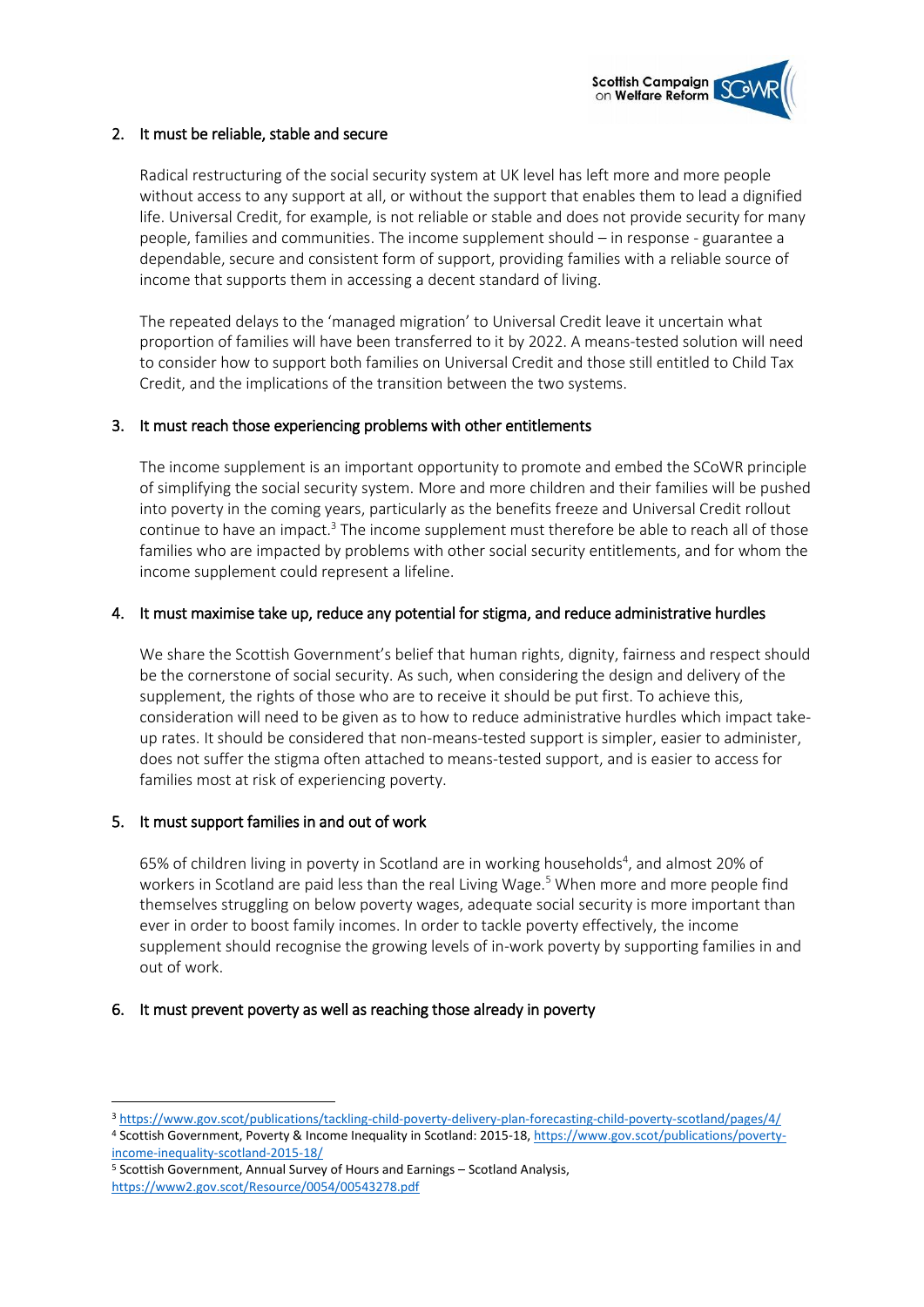2. It must be reliable, stable and secure

   Radical restructuring of the social security system at UK level has left more and more people without access to any support at all, or without the support that enables them to lead a dignified life. Universal Credit, for example, is not reliable or stable and does not provide security for many people, families and communities. The income supplement should – in response - guarantee a dependable, secure and consistent form of support, providing families with a reliable source of income that supports them in accessing a decent standard of living.

   The repeated delays to the 'managed migration' to Universal Credit leave it uncertain what proportion of families will have been transferred to it by 2022. A means-tested solution will need to consider how to support both families on Universal Credit and those still entitled to Child Tax Credit, and the implications of the transition between the two systems.

3. It must reach those experiencing problems with other entitlements

   The income supplement is an important opportunity to promote and embed the SCoWR principle of simplifying the social security system. More and more children and their families will be pushed into poverty in the coming years, particularly as the benefits freeze and Universal Credit rollout continue to have an impact.[3] The income supplement must therefore be able to reach all of those families who are impacted by problems with other social security entitlements, and for whom the income supplement could represent a lifeline.

4. It must maximise take up, reduce any potential for stigma, and reduce administrative hurdles

   We share the Scottish Government's belief that human rights, dignity, fairness and respect should be the cornerstone of social security. As such, when considering the design and delivery of the supplement, the rights of those who are to receive it should be put first. To achieve this, consideration will need to be given as to how to reduce administrative hurdles which impact take-up rates. It should be considered that non-means-tested support is simpler, easier to administer, does not suffer the stigma often attached to means-tested support, and is easier to access for families most at risk of experiencing poverty.

5. It must support families in and out of work

   65% of children living in poverty in Scotland are in working households[4], and almost 20% of workers in Scotland are paid less than the real Living Wage.[5] When more and more people find themselves struggling on below poverty wages, adequate social security is more important than ever in order to boost family incomes. In order to tackle poverty effectively, the income supplement should recognise the growing levels of in-work poverty by supporting families in and out of work.

6. It must prevent poverty as well as reaching those already in poverty

---

[3] https://www.gov.scot/publications/tackling-child-poverty-delivery-plan-forecasting-child-poverty-scotland/pages/4/

[4] Scottish Government, Poverty & Income Inequality in Scotland: 2015-18, https://www.gov.scot/publications/poverty-income-inequality-scotland-2015-18/

[5] Scottish Government, Annual Survey of Hours and Earnings – Scotland Analysis, https://www2.gov.scot/Resource/0054/00543278.pdf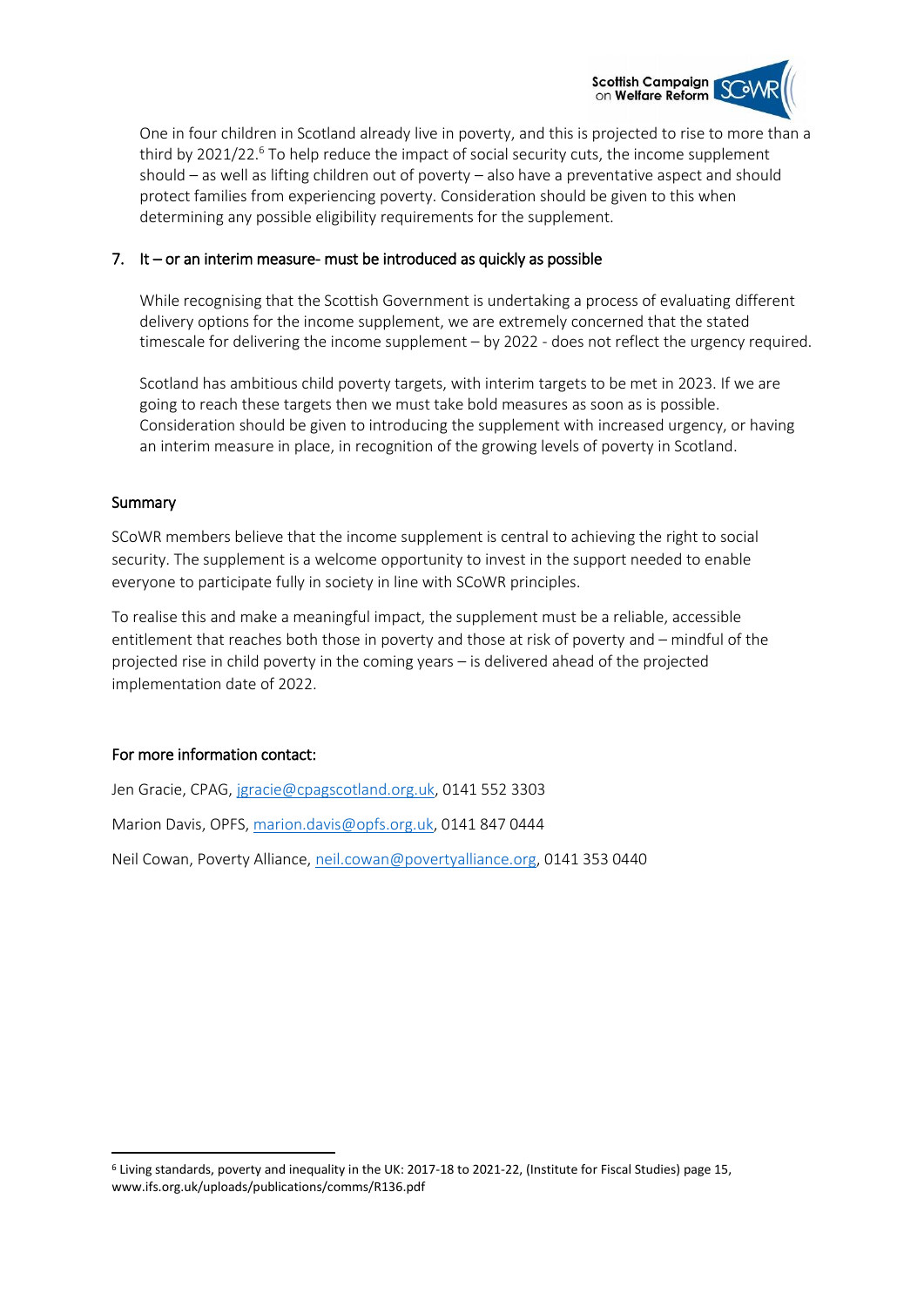One in four children in Scotland already live in poverty, and this is projected to rise to more than a third by 2021/22.[6] To help reduce the impact of social security cuts, the income supplement should – as well as lifting children out of poverty – also have a preventative aspect and should protect families from experiencing poverty. Consideration should be given to this when determining any possible eligibility requirements for the supplement.

## 7. It – or an interim measure- must be introduced as quickly as possible

While recognising that the Scottish Government is undertaking a process of evaluating different delivery options for the income supplement, we are extremely concerned that the stated timescale for delivering the income supplement – by 2022 - does not reflect the urgency required.

Scotland has ambitious child poverty targets, with interim targets to be met in 2023. If we are going to reach these targets then we must take bold measures as soon as is possible. Consideration should be given to introducing the supplement with increased urgency, or having an interim measure in place, in recognition of the growing levels of poverty in Scotland.

## Summary

SCoWR members believe that the income supplement is central to achieving the right to social security. The supplement is a welcome opportunity to invest in the support needed to enable everyone to participate fully in society in line with SCoWR principles.

To realise this and make a meaningful impact, the supplement must be a reliable, accessible entitlement that reaches both those in poverty and those at risk of poverty and – mindful of the projected rise in child poverty in the coming years – is delivered ahead of the projected implementation date of 2022.

## For more information contact:

Jen Gracie, CPAG, jgracie@cpagscotland.org.uk, 0141 552 3303

Marion Davis, OPFS, marion.davis@opfs.org.uk, 0141 847 0444

Neil Cowan, Poverty Alliance, neil.cowan@povertyalliance.org, 0141 353 0440

[6] Living standards, poverty and inequality in the UK: 2017-18 to 2021-22, (Institute for Fiscal Studies) page 15, www.ifs.org.uk/uploads/publications/comms/R136.pdf